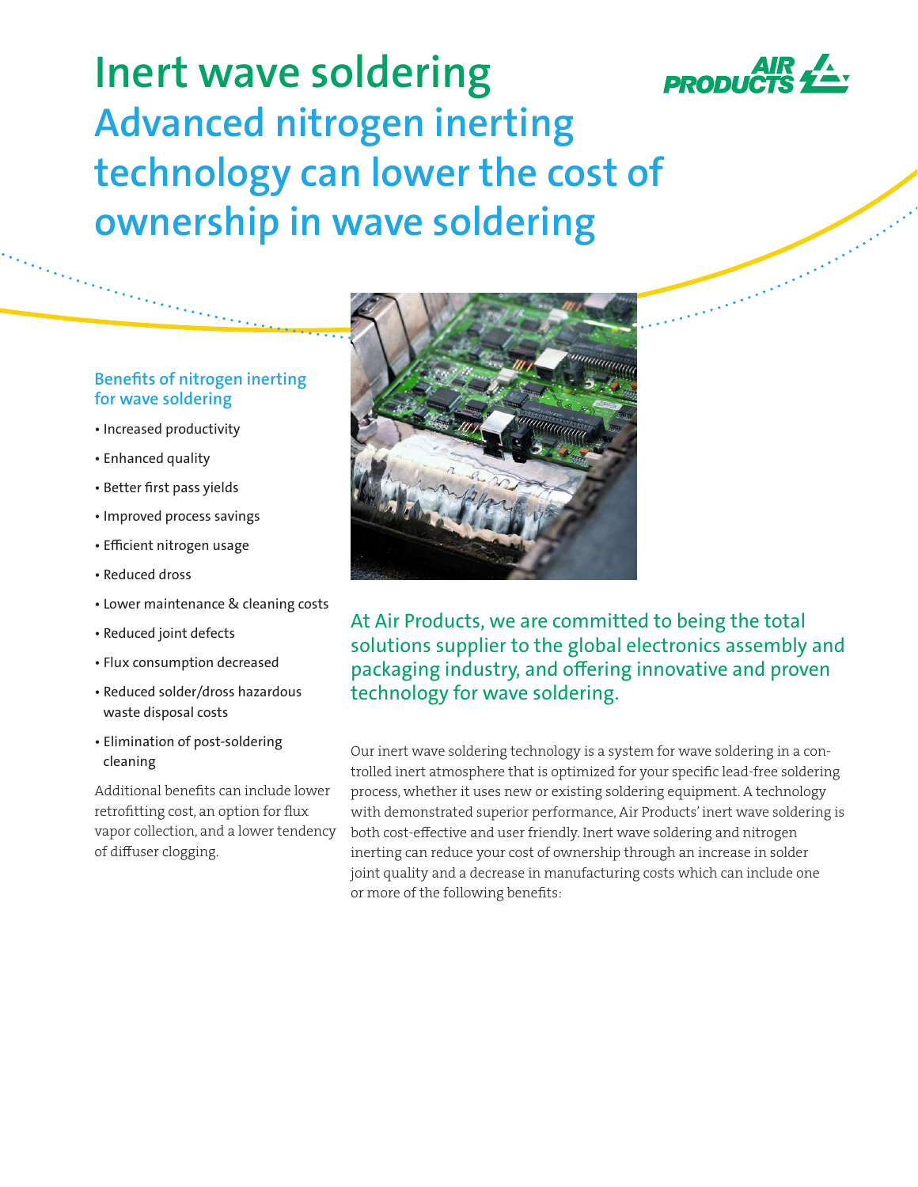# Inert wave soldering

## Advanced nitrogen inerting technology can lower the cost of ownership in wave soldering

### Benefits of nitrogen inerting for wave soldering

- Increased productivity
- Enhanced quality
- Better first pass yields
- Improved process savings
- Efficient nitrogen usage
- Reduced dross
- Lower maintenance & cleaning costs
- Reduced joint defects
- Flux consumption decreased
- Reduced solder/dross hazardous waste disposal costs
- Elimination of post-soldering cleaning

Additional benefits can include lower retrofitting cost, an option for flux vapor collection, and a lower tendency of diffuser clogging.

At Air Products, we are committed to being the total solutions supplier to the global electronics assembly and packaging industry, and offering innovative and proven technology for wave soldering.

Our inert wave soldering technology is a system for wave soldering in a controlled inert atmosphere that is optimized for your specific lead-free soldering process, whether it uses new or existing soldering equipment. A technology with demonstrated superior performance, Air Products' inert wave soldering is both cost-effective and user friendly. Inert wave soldering and nitrogen inerting can reduce your cost of ownership through an increase in solder joint quality and a decrease in manufacturing costs which can include one or more of the following benefits: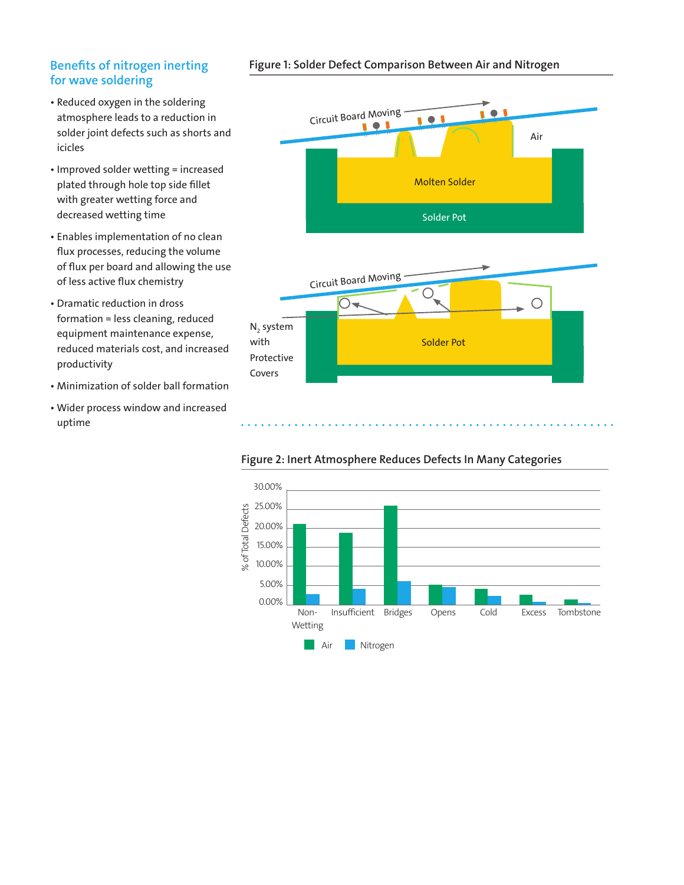## Benefits of nitrogen inerting for wave soldering

- Reduced oxygen in the soldering atmosphere leads to a reduction in solder joint defects such as shorts and icicles
- Improved solder wetting = increased plated through hole top side fillet with greater wetting force and decreased wetting time
- Enables implementation of no clean flux processes, reducing the volume of flux per board and allowing the use of less active flux chemistry
- Dramatic reduction in dross formation = less cleaning, reduced equipment maintenance expense, reduced materials cost, and increased productivity
- Minimization of solder ball formation
- Wider process window and increased uptime

**Figure 1: Solder Defect Comparison Between Air and Nitrogen**

Circuit Board Moving

Air

Molten Solder

Solder Pot

Circuit Board Moving

$N_2$ system with Protective Covers

Solder Pot

**Figure 2: Inert Atmosphere Reduces Defects In Many Categories**

% of Total Defects

30.00%, 25.00%, 20.00%, 15.00%, 10.00%, 5.00%, 0.00%

Non-Wetting, Insufficient, Bridges, Opens, Cold, Excess, Tombstone

Air, Nitrogen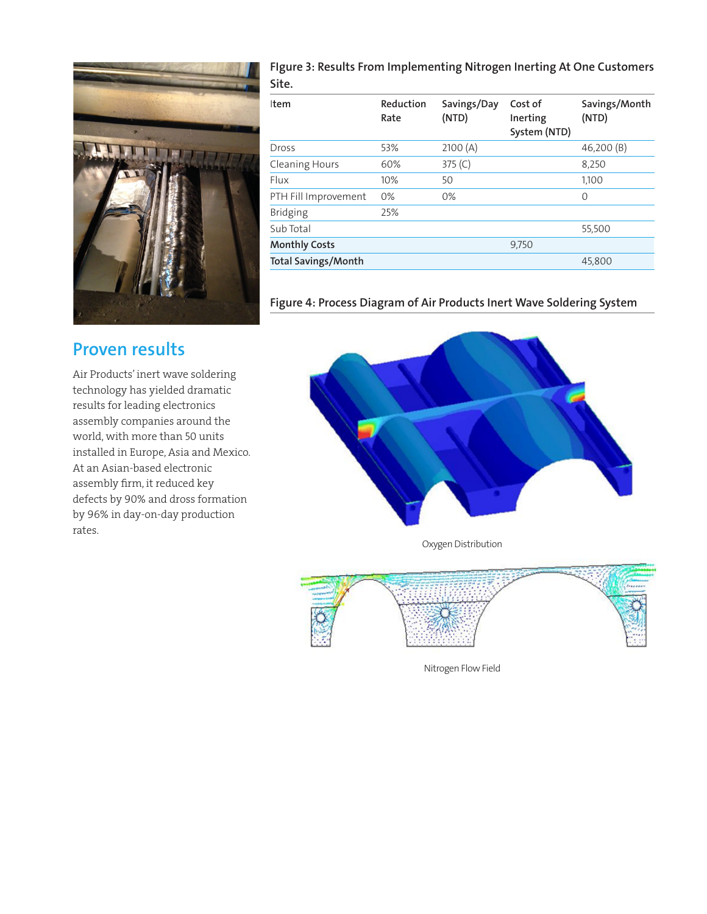FIgure 3: Results From Implementing Nitrogen Inerting At One Customers Site.

| Item | Reduction Rate | Savings/Day (NTD) | Cost of Inerting System (NTD) | Savings/Month (NTD) |
|---|---|---|---|---|
| Dross | 53% | 2100 (A) | | 46,200 (B) |
| Cleaning Hours | 60% | 375 (C) | | 8,250 |
| Flux | 10% | 50 | | 1,100 |
| PTH Fill Improvement | 0% | 0% | | 0 |
| Bridging | 25% | | | |
| Sub Total | | | | 55,500 |
| **Monthly Costs** | | | 9,750 | |
| **Total Savings/Month** | | | | 45,800 |

## Proven results

Air Products' inert wave soldering technology has yielded dramatic results for leading electronics assembly companies around the world, with more than 50 units installed in Europe, Asia and Mexico. At an Asian-based electronic assembly firm, it reduced key defects by 90% and dross formation by 96% in day-on-day production rates.

Figure 4: Process Diagram of Air Products Inert Wave Soldering System

Oxygen Distribution

Nitrogen Flow Field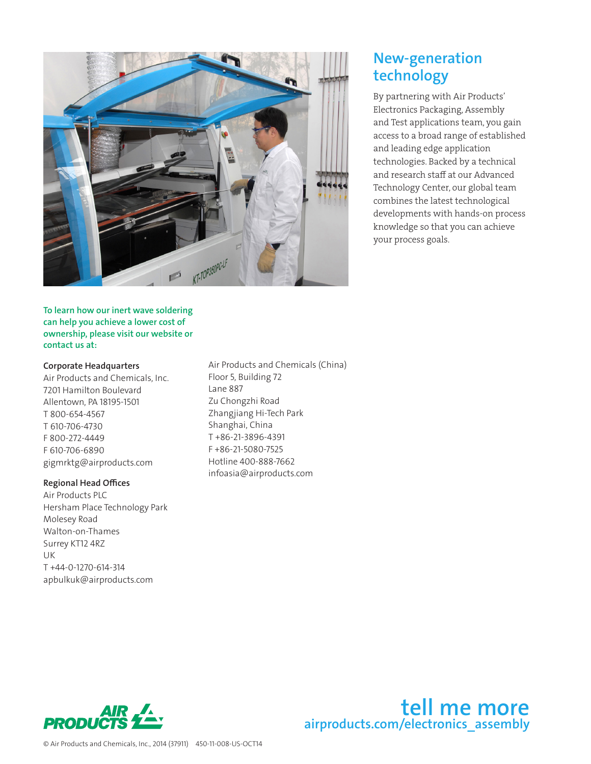## New-generation technology

By partnering with Air Products' Electronics Packaging, Assembly and Test applications team, you gain access to a broad range of established and leading edge application technologies. Backed by a technical and research staff at our Advanced Technology Center, our global team combines the latest technological developments with hands-on process knowledge so that you can achieve your process goals.

**To learn how our inert wave soldering can help you achieve a lower cost of ownership, please visit our website or contact us at:**

**Corporate Headquarters**
Air Products and Chemicals, Inc.
7201 Hamilton Boulevard
Allentown, PA 18195-1501
T 800-654-4567
T 610-706-4730
F 800-272-4449
F 610-706-6890
gigmrktg@airproducts.com

**Regional Head Offices**
Air Products PLC
Hersham Place Technology Park
Molesey Road
Walton-on-Thames
Surrey KT12 4RZ
UK
T +44-0-1270-614-314
apbulkuk@airproducts.com

Air Products and Chemicals (China)
Floor 5, Building 72
Lane 887
Zu Chongzhi Road
Zhangjiang Hi-Tech Park
Shanghai, China
T +86-21-3896-4391
F +86-21-5080-7525
Hotline 400-888-7662
infoasia@airproducts.com

AIR PRODUCTS

**tell me more**
**airproducts.com/electronics_assembly**

© Air Products and Chemicals, Inc., 2014 (37911) 450-11-008-US-OCT14